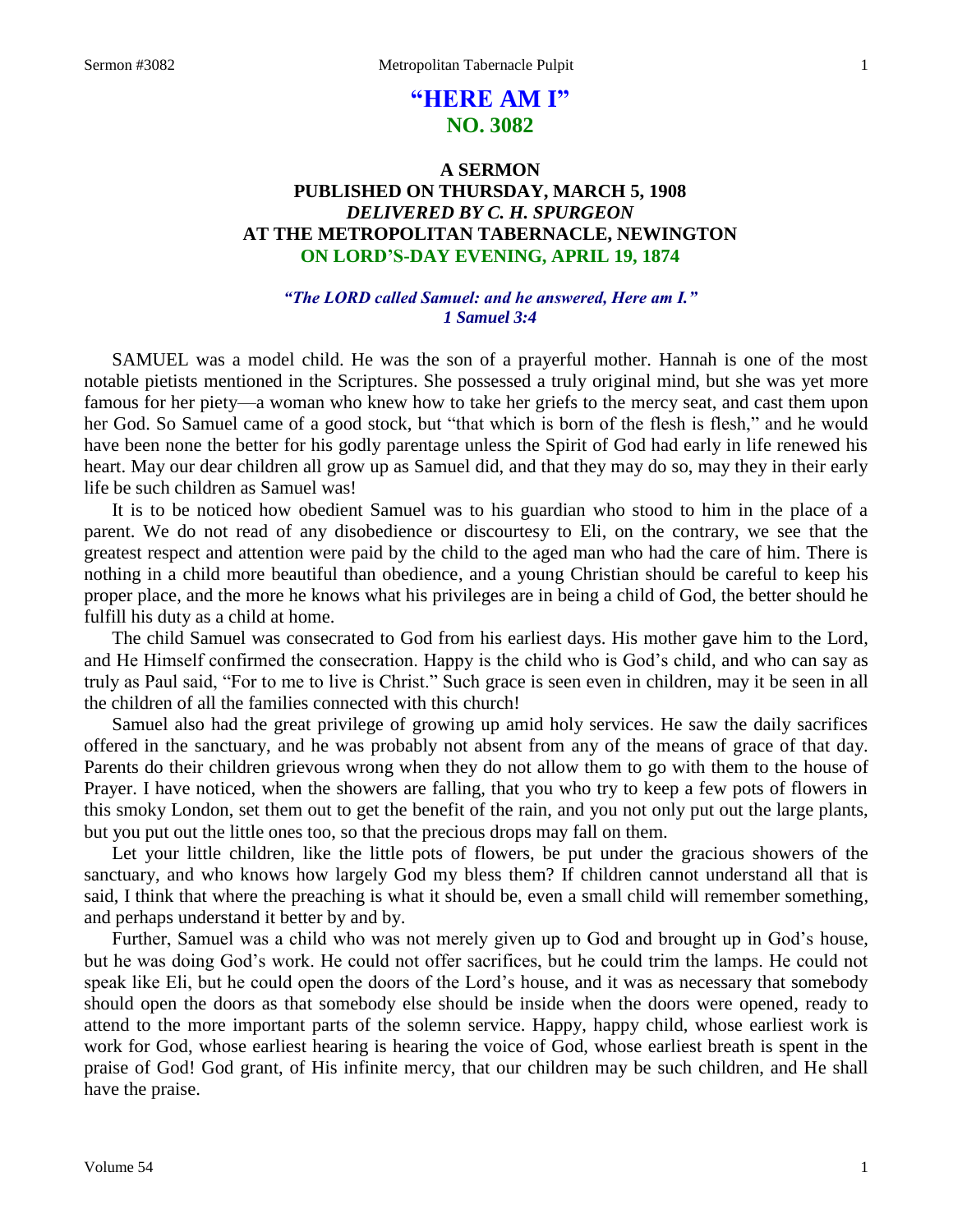# "HERE AM I"
## NO. 3082

### A SERMON
### PUBLISHED ON THURSDAY, MARCH 5, 1908
### *DELIVERED BY C. H. SPURGEON*
### AT THE METROPOLITAN TABERNACLE, NEWINGTON
### ON LORD'S-DAY EVENING, APRIL 19, 1874

***"The LORD called Samuel: and he answered, Here am I." 1 Samuel 3:4***

SAMUEL was a model child. He was the son of a prayerful mother. Hannah is one of the most notable pietists mentioned in the Scriptures. She possessed a truly original mind, but she was yet more famous for her piety—a woman who knew how to take her griefs to the mercy seat, and cast them upon her God. So Samuel came of a good stock, but "that which is born of the flesh is flesh," and he would have been none the better for his godly parentage unless the Spirit of God had early in life renewed his heart. May our dear children all grow up as Samuel did, and that they may do so, may they in their early life be such children as Samuel was!

It is to be noticed how obedient Samuel was to his guardian who stood to him in the place of a parent. We do not read of any disobedience or discourtesy to Eli, on the contrary, we see that the greatest respect and attention were paid by the child to the aged man who had the care of him. There is nothing in a child more beautiful than obedience, and a young Christian should be careful to keep his proper place, and the more he knows what his privileges are in being a child of God, the better should he fulfill his duty as a child at home.

The child Samuel was consecrated to God from his earliest days. His mother gave him to the Lord, and He Himself confirmed the consecration. Happy is the child who is God's child, and who can say as truly as Paul said, "For to me to live is Christ." Such grace is seen even in children, may it be seen in all the children of all the families connected with this church!

Samuel also had the great privilege of growing up amid holy services. He saw the daily sacrifices offered in the sanctuary, and he was probably not absent from any of the means of grace of that day. Parents do their children grievous wrong when they do not allow them to go with them to the house of Prayer. I have noticed, when the showers are falling, that you who try to keep a few pots of flowers in this smoky London, set them out to get the benefit of the rain, and you not only put out the large plants, but you put out the little ones too, so that the precious drops may fall on them.

Let your little children, like the little pots of flowers, be put under the gracious showers of the sanctuary, and who knows how largely God my bless them? If children cannot understand all that is said, I think that where the preaching is what it should be, even a small child will remember something, and perhaps understand it better by and by.

Further, Samuel was a child who was not merely given up to God and brought up in God's house, but he was doing God's work. He could not offer sacrifices, but he could trim the lamps. He could not speak like Eli, but he could open the doors of the Lord's house, and it was as necessary that somebody should open the doors as that somebody else should be inside when the doors were opened, ready to attend to the more important parts of the solemn service. Happy, happy child, whose earliest work is work for God, whose earliest hearing is hearing the voice of God, whose earliest breath is spent in the praise of God! God grant, of His infinite mercy, that our children may be such children, and He shall have the praise.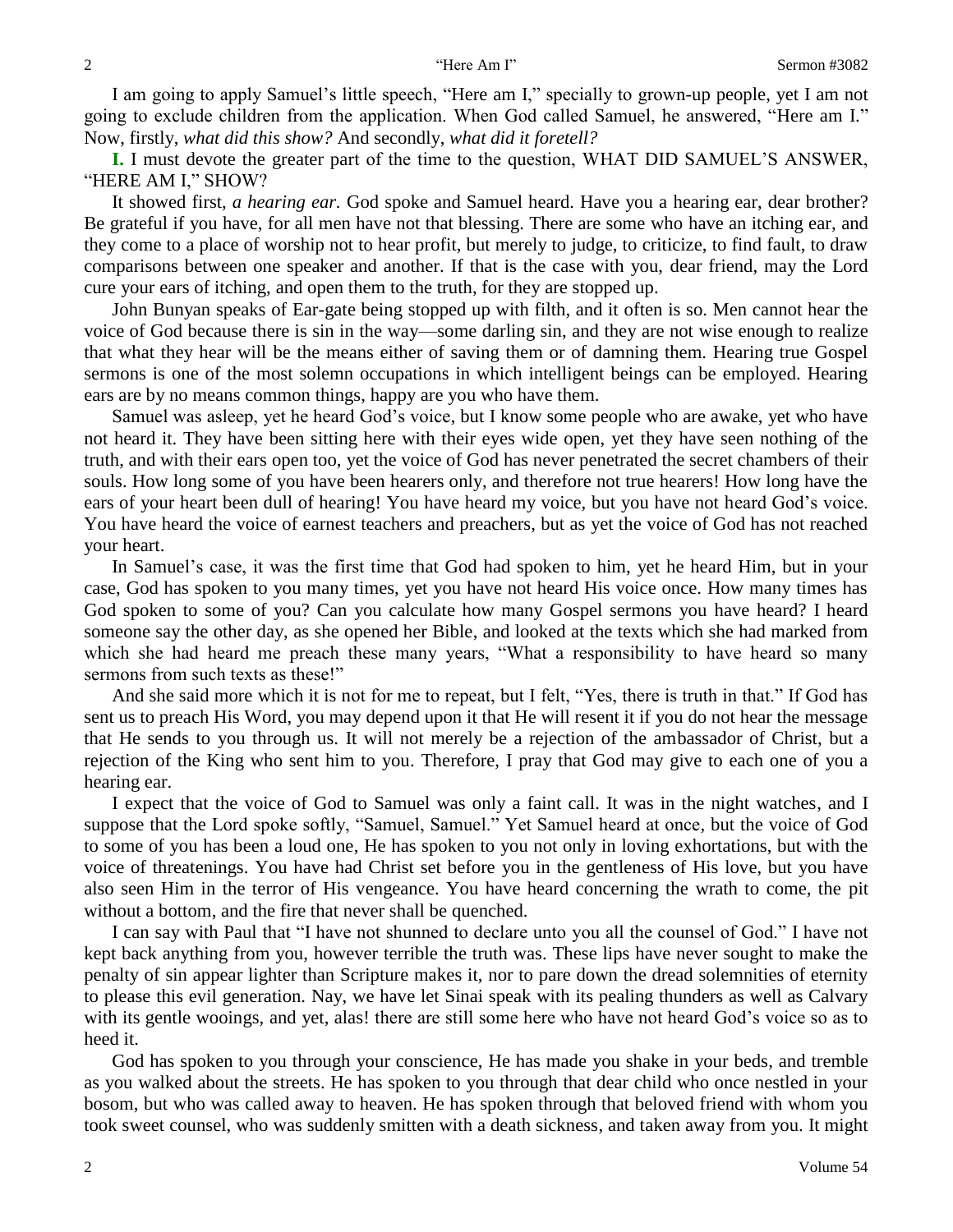I am going to apply Samuel's little speech, "Here am I," specially to grown-up people, yet I am not going to exclude children from the application. When God called Samuel, he answered, "Here am I." Now, firstly, *what did this show?* And secondly, *what did it foretell?*

**I.** I must devote the greater part of the time to the question, WHAT DID SAMUEL'S ANSWER, "HERE AM I," SHOW?

It showed first, *a hearing ear.* God spoke and Samuel heard. Have you a hearing ear, dear brother? Be grateful if you have, for all men have not that blessing. There are some who have an itching ear, and they come to a place of worship not to hear profit, but merely to judge, to criticize, to find fault, to draw comparisons between one speaker and another. If that is the case with you, dear friend, may the Lord cure your ears of itching, and open them to the truth, for they are stopped up.

John Bunyan speaks of Ear-gate being stopped up with filth, and it often is so. Men cannot hear the voice of God because there is sin in the way—some darling sin, and they are not wise enough to realize that what they hear will be the means either of saving them or of damning them. Hearing true Gospel sermons is one of the most solemn occupations in which intelligent beings can be employed. Hearing ears are by no means common things, happy are you who have them.

Samuel was asleep, yet he heard God's voice, but I know some people who are awake, yet who have not heard it. They have been sitting here with their eyes wide open, yet they have seen nothing of the truth, and with their ears open too, yet the voice of God has never penetrated the secret chambers of their souls. How long some of you have been hearers only, and therefore not true hearers! How long have the ears of your heart been dull of hearing! You have heard my voice, but you have not heard God's voice. You have heard the voice of earnest teachers and preachers, but as yet the voice of God has not reached your heart.

In Samuel's case, it was the first time that God had spoken to him, yet he heard Him, but in your case, God has spoken to you many times, yet you have not heard His voice once. How many times has God spoken to some of you? Can you calculate how many Gospel sermons you have heard? I heard someone say the other day, as she opened her Bible, and looked at the texts which she had marked from which she had heard me preach these many years, "What a responsibility to have heard so many sermons from such texts as these!"

And she said more which it is not for me to repeat, but I felt, "Yes, there is truth in that." If God has sent us to preach His Word, you may depend upon it that He will resent it if you do not hear the message that He sends to you through us. It will not merely be a rejection of the ambassador of Christ, but a rejection of the King who sent him to you. Therefore, I pray that God may give to each one of you a hearing ear.

I expect that the voice of God to Samuel was only a faint call. It was in the night watches, and I suppose that the Lord spoke softly, "Samuel, Samuel." Yet Samuel heard at once, but the voice of God to some of you has been a loud one, He has spoken to you not only in loving exhortations, but with the voice of threatenings. You have had Christ set before you in the gentleness of His love, but you have also seen Him in the terror of His vengeance. You have heard concerning the wrath to come, the pit without a bottom, and the fire that never shall be quenched.

I can say with Paul that "I have not shunned to declare unto you all the counsel of God." I have not kept back anything from you, however terrible the truth was. These lips have never sought to make the penalty of sin appear lighter than Scripture makes it, nor to pare down the dread solemnities of eternity to please this evil generation. Nay, we have let Sinai speak with its pealing thunders as well as Calvary with its gentle wooings, and yet, alas! there are still some here who have not heard God's voice so as to heed it.

God has spoken to you through your conscience, He has made you shake in your beds, and tremble as you walked about the streets. He has spoken to you through that dear child who once nestled in your bosom, but who was called away to heaven. He has spoken through that beloved friend with whom you took sweet counsel, who was suddenly smitten with a death sickness, and taken away from you. It might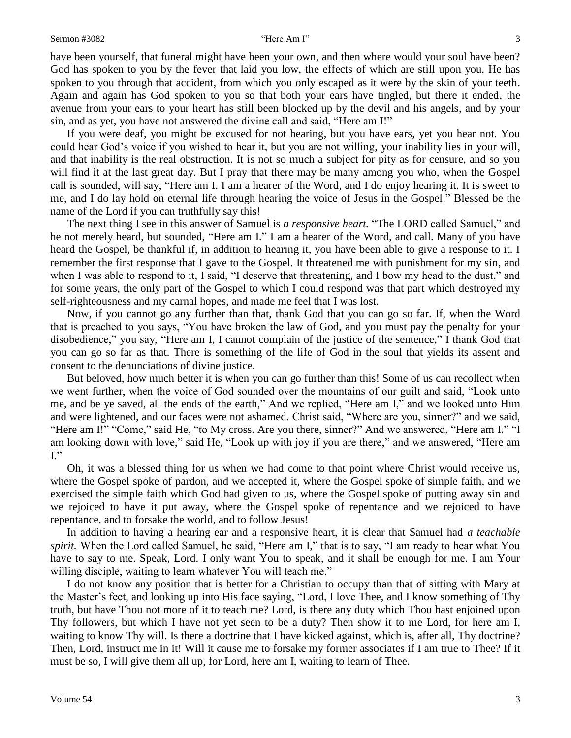have been yourself, that funeral might have been your own, and then where would your soul have been? God has spoken to you by the fever that laid you low, the effects of which are still upon you. He has spoken to you through that accident, from which you only escaped as it were by the skin of your teeth. Again and again has God spoken to you so that both your ears have tingled, but there it ended, the avenue from your ears to your heart has still been blocked up by the devil and his angels, and by your sin, and as yet, you have not answered the divine call and said, "Here am I!"

If you were deaf, you might be excused for not hearing, but you have ears, yet you hear not. You could hear God's voice if you wished to hear it, but you are not willing, your inability lies in your will, and that inability is the real obstruction. It is not so much a subject for pity as for censure, and so you will find it at the last great day. But I pray that there may be many among you who, when the Gospel call is sounded, will say, "Here am I. I am a hearer of the Word, and I do enjoy hearing it. It is sweet to me, and I do lay hold on eternal life through hearing the voice of Jesus in the Gospel." Blessed be the name of the Lord if you can truthfully say this!

The next thing I see in this answer of Samuel is *a responsive heart.* "The LORD called Samuel," and he not merely heard, but sounded, "Here am I." I am a hearer of the Word, and call. Many of you have heard the Gospel, be thankful if, in addition to hearing it, you have been able to give a response to it. I remember the first response that I gave to the Gospel. It threatened me with punishment for my sin, and when I was able to respond to it, I said, "I deserve that threatening, and I bow my head to the dust," and for some years, the only part of the Gospel to which I could respond was that part which destroyed my self-righteousness and my carnal hopes, and made me feel that I was lost.

Now, if you cannot go any further than that, thank God that you can go so far. If, when the Word that is preached to you says, "You have broken the law of God, and you must pay the penalty for your disobedience," you say, "Here am I, I cannot complain of the justice of the sentence," I thank God that you can go so far as that. There is something of the life of God in the soul that yields its assent and consent to the denunciations of divine justice.

But beloved, how much better it is when you can go further than this! Some of us can recollect when we went further, when the voice of God sounded over the mountains of our guilt and said, "Look unto me, and be ye saved, all the ends of the earth," And we replied, "Here am I," and we looked unto Him and were lightened, and our faces were not ashamed. Christ said, "Where are you, sinner?" and we said, "Here am I!" "Come," said He, "to My cross. Are you there, sinner?" And we answered, "Here am I." "I am looking down with love," said He, "Look up with joy if you are there," and we answered, "Here am I."

Oh, it was a blessed thing for us when we had come to that point where Christ would receive us, where the Gospel spoke of pardon, and we accepted it, where the Gospel spoke of simple faith, and we exercised the simple faith which God had given to us, where the Gospel spoke of putting away sin and we rejoiced to have it put away, where the Gospel spoke of repentance and we rejoiced to have repentance, and to forsake the world, and to follow Jesus!

In addition to having a hearing ear and a responsive heart, it is clear that Samuel had *a teachable spirit.* When the Lord called Samuel, he said, "Here am I," that is to say, "I am ready to hear what You have to say to me. Speak, Lord. I only want You to speak, and it shall be enough for me. I am Your willing disciple, waiting to learn whatever You will teach me."

I do not know any position that is better for a Christian to occupy than that of sitting with Mary at the Master's feet, and looking up into His face saying, "Lord, I love Thee, and I know something of Thy truth, but have Thou not more of it to teach me? Lord, is there any duty which Thou hast enjoined upon Thy followers, but which I have not yet seen to be a duty? Then show it to me Lord, for here am I, waiting to know Thy will. Is there a doctrine that I have kicked against, which is, after all, Thy doctrine? Then, Lord, instruct me in it! Will it cause me to forsake my former associates if I am true to Thee? If it must be so, I will give them all up, for Lord, here am I, waiting to learn of Thee.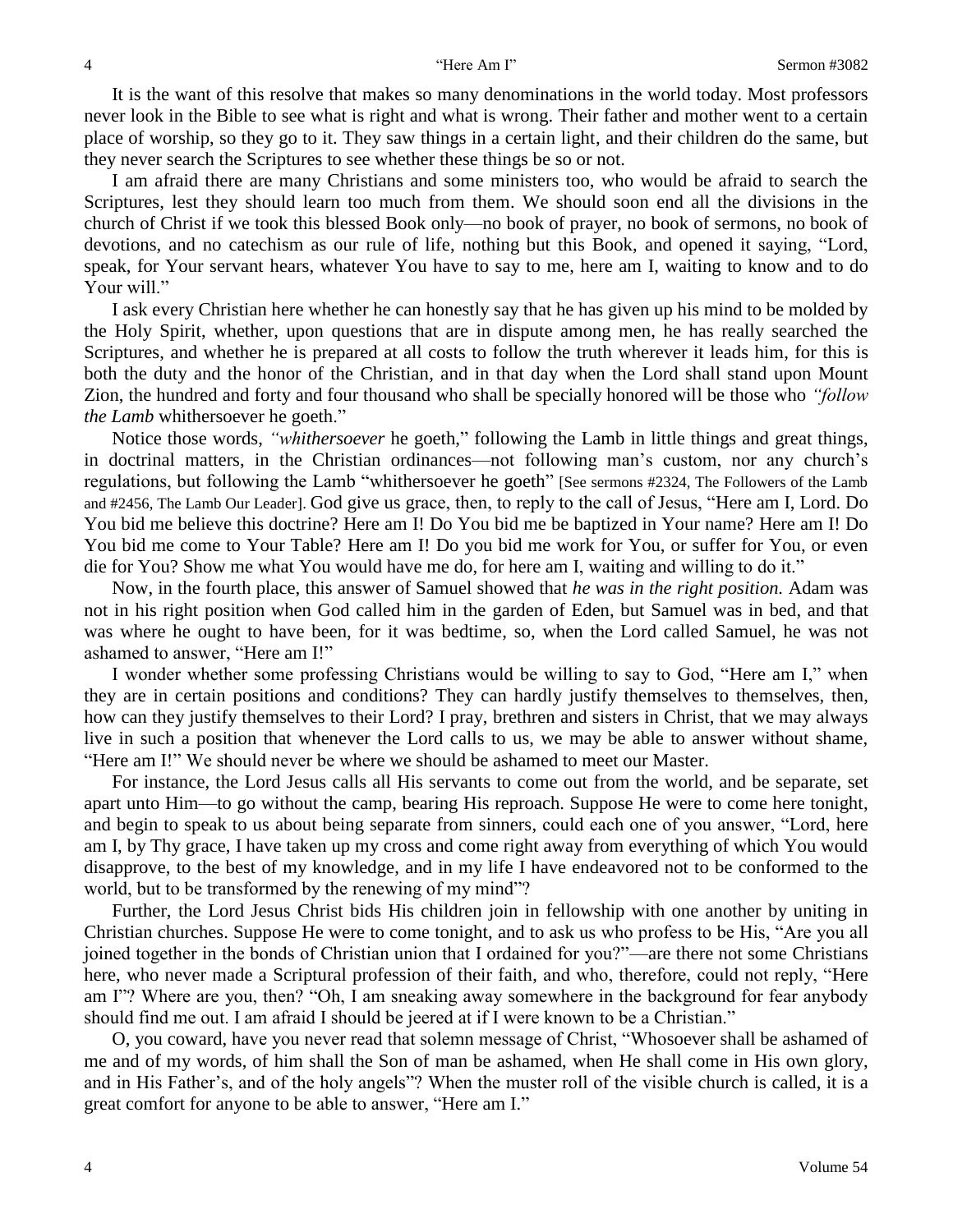It is the want of this resolve that makes so many denominations in the world today. Most professors never look in the Bible to see what is right and what is wrong. Their father and mother went to a certain place of worship, so they go to it. They saw things in a certain light, and their children do the same, but they never search the Scriptures to see whether these things be so or not.

I am afraid there are many Christians and some ministers too, who would be afraid to search the Scriptures, lest they should learn too much from them. We should soon end all the divisions in the church of Christ if we took this blessed Book only—no book of prayer, no book of sermons, no book of devotions, and no catechism as our rule of life, nothing but this Book, and opened it saying, "Lord, speak, for Your servant hears, whatever You have to say to me, here am I, waiting to know and to do Your will."

I ask every Christian here whether he can honestly say that he has given up his mind to be molded by the Holy Spirit, whether, upon questions that are in dispute among men, he has really searched the Scriptures, and whether he is prepared at all costs to follow the truth wherever it leads him, for this is both the duty and the honor of the Christian, and in that day when the Lord shall stand upon Mount Zion, the hundred and forty and four thousand who shall be specially honored will be those who *"follow the Lamb* whithersoever he goeth."

Notice those words, *"whithersoever* he goeth," following the Lamb in little things and great things, in doctrinal matters, in the Christian ordinances—not following man's custom, nor any church's regulations, but following the Lamb "whithersoever he goeth" [See sermons #2324, The Followers of the Lamb and #2456, The Lamb Our Leader]. God give us grace, then, to reply to the call of Jesus, "Here am I, Lord. Do You bid me believe this doctrine? Here am I! Do You bid me be baptized in Your name? Here am I! Do You bid me come to Your Table? Here am I! Do you bid me work for You, or suffer for You, or even die for You? Show me what You would have me do, for here am I, waiting and willing to do it."

Now, in the fourth place, this answer of Samuel showed that *he was in the right position.* Adam was not in his right position when God called him in the garden of Eden, but Samuel was in bed, and that was where he ought to have been, for it was bedtime, so, when the Lord called Samuel, he was not ashamed to answer, "Here am I!"

I wonder whether some professing Christians would be willing to say to God, "Here am I," when they are in certain positions and conditions? They can hardly justify themselves to themselves, then, how can they justify themselves to their Lord? I pray, brethren and sisters in Christ, that we may always live in such a position that whenever the Lord calls to us, we may be able to answer without shame, "Here am I!" We should never be where we should be ashamed to meet our Master.

For instance, the Lord Jesus calls all His servants to come out from the world, and be separate, set apart unto Him—to go without the camp, bearing His reproach. Suppose He were to come here tonight, and begin to speak to us about being separate from sinners, could each one of you answer, "Lord, here am I, by Thy grace, I have taken up my cross and come right away from everything of which You would disapprove, to the best of my knowledge, and in my life I have endeavored not to be conformed to the world, but to be transformed by the renewing of my mind"?

Further, the Lord Jesus Christ bids His children join in fellowship with one another by uniting in Christian churches. Suppose He were to come tonight, and to ask us who profess to be His, "Are you all joined together in the bonds of Christian union that I ordained for you?"—are there not some Christians here, who never made a Scriptural profession of their faith, and who, therefore, could not reply, "Here am I"? Where are you, then? "Oh, I am sneaking away somewhere in the background for fear anybody should find me out. I am afraid I should be jeered at if I were known to be a Christian."

O, you coward, have you never read that solemn message of Christ, "Whosoever shall be ashamed of me and of my words, of him shall the Son of man be ashamed, when He shall come in His own glory, and in His Father's, and of the holy angels"? When the muster roll of the visible church is called, it is a great comfort for anyone to be able to answer, "Here am I."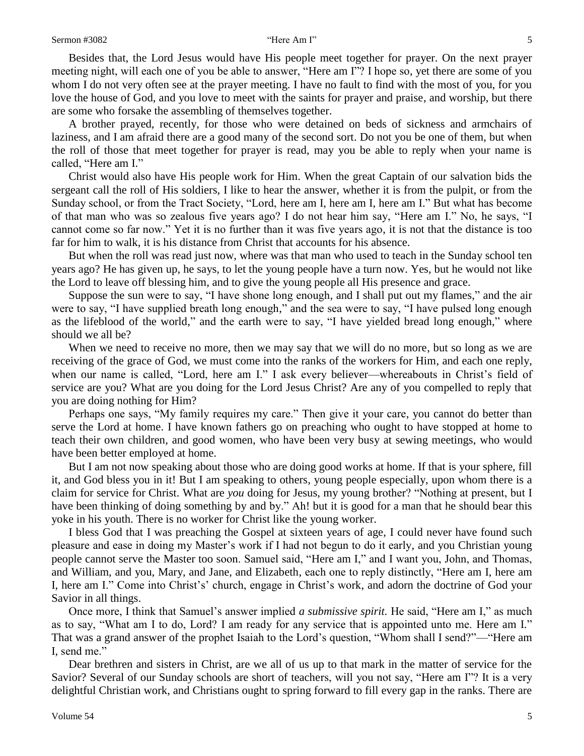Besides that, the Lord Jesus would have His people meet together for prayer. On the next prayer meeting night, will each one of you be able to answer, "Here am I"? I hope so, yet there are some of you whom I do not very often see at the prayer meeting. I have no fault to find with the most of you, for you love the house of God, and you love to meet with the saints for prayer and praise, and worship, but there are some who forsake the assembling of themselves together.

A brother prayed, recently, for those who were detained on beds of sickness and armchairs of laziness, and I am afraid there are a good many of the second sort. Do not you be one of them, but when the roll of those that meet together for prayer is read, may you be able to reply when your name is called, "Here am I."

Christ would also have His people work for Him. When the great Captain of our salvation bids the sergeant call the roll of His soldiers, I like to hear the answer, whether it is from the pulpit, or from the Sunday school, or from the Tract Society, "Lord, here am I, here am I, here am I." But what has become of that man who was so zealous five years ago? I do not hear him say, "Here am I." No, he says, "I cannot come so far now." Yet it is no further than it was five years ago, it is not that the distance is too far for him to walk, it is his distance from Christ that accounts for his absence.

But when the roll was read just now, where was that man who used to teach in the Sunday school ten years ago? He has given up, he says, to let the young people have a turn now. Yes, but he would not like the Lord to leave off blessing him, and to give the young people all His presence and grace.

Suppose the sun were to say, "I have shone long enough, and I shall put out my flames," and the air were to say, "I have supplied breath long enough," and the sea were to say, "I have pulsed long enough as the lifeblood of the world," and the earth were to say, "I have yielded bread long enough," where should we all be?

When we need to receive no more, then we may say that we will do no more, but so long as we are receiving of the grace of God, we must come into the ranks of the workers for Him, and each one reply, when our name is called, "Lord, here am I." I ask every believer—whereabouts in Christ's field of service are you? What are you doing for the Lord Jesus Christ? Are any of you compelled to reply that you are doing nothing for Him?

Perhaps one says, "My family requires my care." Then give it your care, you cannot do better than serve the Lord at home. I have known fathers go on preaching who ought to have stopped at home to teach their own children, and good women, who have been very busy at sewing meetings, who would have been better employed at home.

But I am not now speaking about those who are doing good works at home. If that is your sphere, fill it, and God bless you in it! But I am speaking to others, young people especially, upon whom there is a claim for service for Christ. What are *you* doing for Jesus, my young brother? "Nothing at present, but I have been thinking of doing something by and by." Ah! but it is good for a man that he should bear this yoke in his youth. There is no worker for Christ like the young worker.

I bless God that I was preaching the Gospel at sixteen years of age, I could never have found such pleasure and ease in doing my Master's work if I had not begun to do it early, and you Christian young people cannot serve the Master too soon. Samuel said, "Here am I," and I want you, John, and Thomas, and William, and you, Mary, and Jane, and Elizabeth, each one to reply distinctly, "Here am I, here am I, here am I." Come into Christ's' church, engage in Christ's work, and adorn the doctrine of God your Savior in all things.

Once more, I think that Samuel's answer implied *a submissive spirit.* He said, "Here am I," as much as to say, "What am I to do, Lord? I am ready for any service that is appointed unto me. Here am I." That was a grand answer of the prophet Isaiah to the Lord's question, "Whom shall I send?"—"Here am I, send me."

Dear brethren and sisters in Christ, are we all of us up to that mark in the matter of service for the Savior? Several of our Sunday schools are short of teachers, will you not say, "Here am I"? It is a very delightful Christian work, and Christians ought to spring forward to fill every gap in the ranks. There are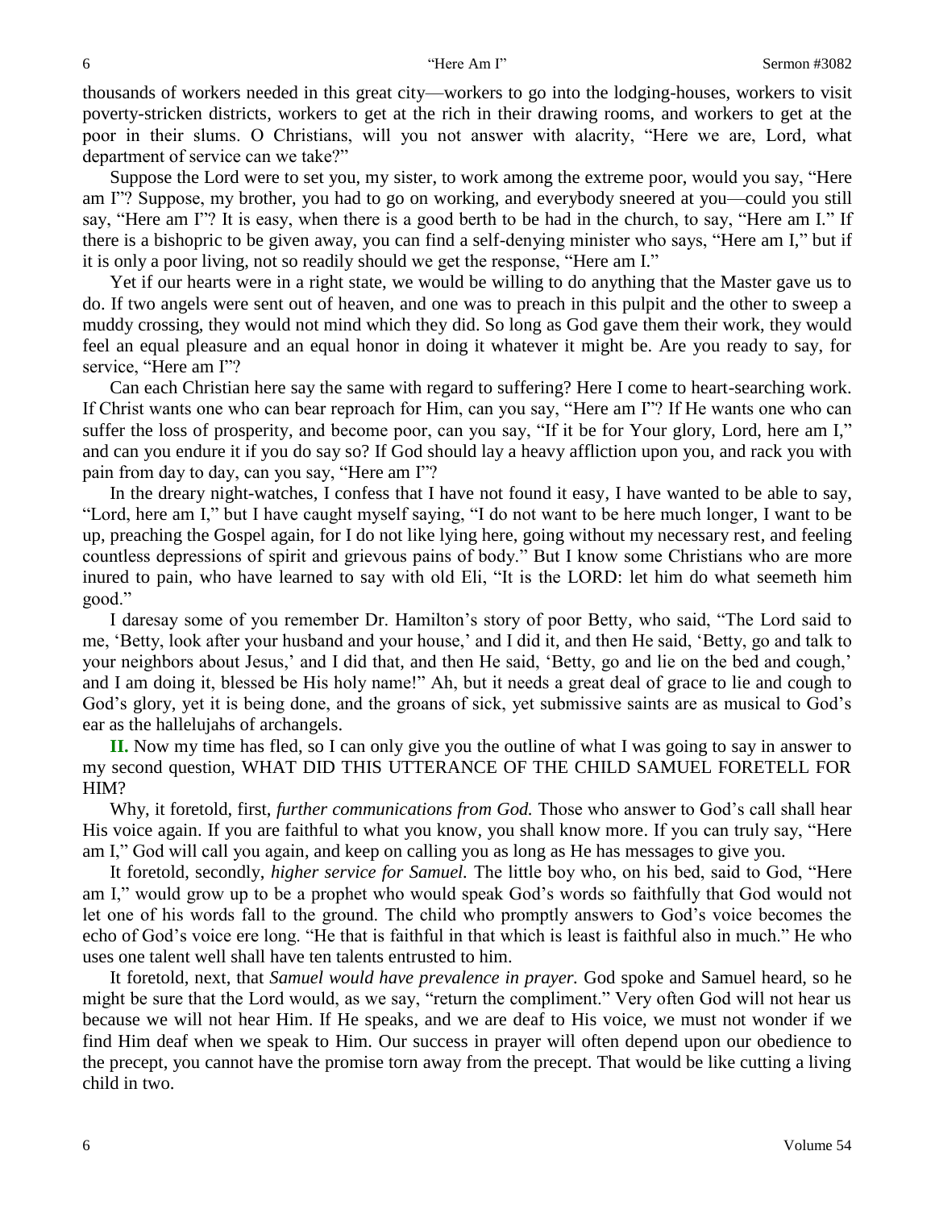thousands of workers needed in this great city—workers to go into the lodging-houses, workers to visit poverty-stricken districts, workers to get at the rich in their drawing rooms, and workers to get at the poor in their slums. O Christians, will you not answer with alacrity, "Here we are, Lord, what department of service can we take?"

Suppose the Lord were to set you, my sister, to work among the extreme poor, would you say, "Here am I"? Suppose, my brother, you had to go on working, and everybody sneered at you—could you still say, "Here am I"? It is easy, when there is a good berth to be had in the church, to say, "Here am I." If there is a bishopric to be given away, you can find a self-denying minister who says, "Here am I," but if it is only a poor living, not so readily should we get the response, "Here am I."

Yet if our hearts were in a right state, we would be willing to do anything that the Master gave us to do. If two angels were sent out of heaven, and one was to preach in this pulpit and the other to sweep a muddy crossing, they would not mind which they did. So long as God gave them their work, they would feel an equal pleasure and an equal honor in doing it whatever it might be. Are you ready to say, for service, "Here am I"?

Can each Christian here say the same with regard to suffering? Here I come to heart-searching work. If Christ wants one who can bear reproach for Him, can you say, "Here am I"? If He wants one who can suffer the loss of prosperity, and become poor, can you say, "If it be for Your glory, Lord, here am I," and can you endure it if you do say so? If God should lay a heavy affliction upon you, and rack you with pain from day to day, can you say, "Here am I"?

In the dreary night-watches, I confess that I have not found it easy, I have wanted to be able to say, "Lord, here am I," but I have caught myself saying, "I do not want to be here much longer, I want to be up, preaching the Gospel again, for I do not like lying here, going without my necessary rest, and feeling countless depressions of spirit and grievous pains of body." But I know some Christians who are more inured to pain, who have learned to say with old Eli, "It is the LORD: let him do what seemeth him good."

I daresay some of you remember Dr. Hamilton's story of poor Betty, who said, "The Lord said to me, 'Betty, look after your husband and your house,' and I did it, and then He said, 'Betty, go and talk to your neighbors about Jesus,' and I did that, and then He said, 'Betty, go and lie on the bed and cough,' and I am doing it, blessed be His holy name!" Ah, but it needs a great deal of grace to lie and cough to God's glory, yet it is being done, and the groans of sick, yet submissive saints are as musical to God's ear as the hallelujahs of archangels.

**II.** Now my time has fled, so I can only give you the outline of what I was going to say in answer to my second question, WHAT DID THIS UTTERANCE OF THE CHILD SAMUEL FORETELL FOR HIM?

Why, it foretold, first, *further communications from God.* Those who answer to God's call shall hear His voice again. If you are faithful to what you know, you shall know more. If you can truly say, "Here am I," God will call you again, and keep on calling you as long as He has messages to give you.

It foretold, secondly, *higher service for Samuel.* The little boy who, on his bed, said to God, "Here am I," would grow up to be a prophet who would speak God's words so faithfully that God would not let one of his words fall to the ground. The child who promptly answers to God's voice becomes the echo of God's voice ere long. "He that is faithful in that which is least is faithful also in much." He who uses one talent well shall have ten talents entrusted to him.

It foretold, next, that *Samuel would have prevalence in prayer.* God spoke and Samuel heard, so he might be sure that the Lord would, as we say, "return the compliment." Very often God will not hear us because we will not hear Him. If He speaks, and we are deaf to His voice, we must not wonder if we find Him deaf when we speak to Him. Our success in prayer will often depend upon our obedience to the precept, you cannot have the promise torn away from the precept. That would be like cutting a living child in two.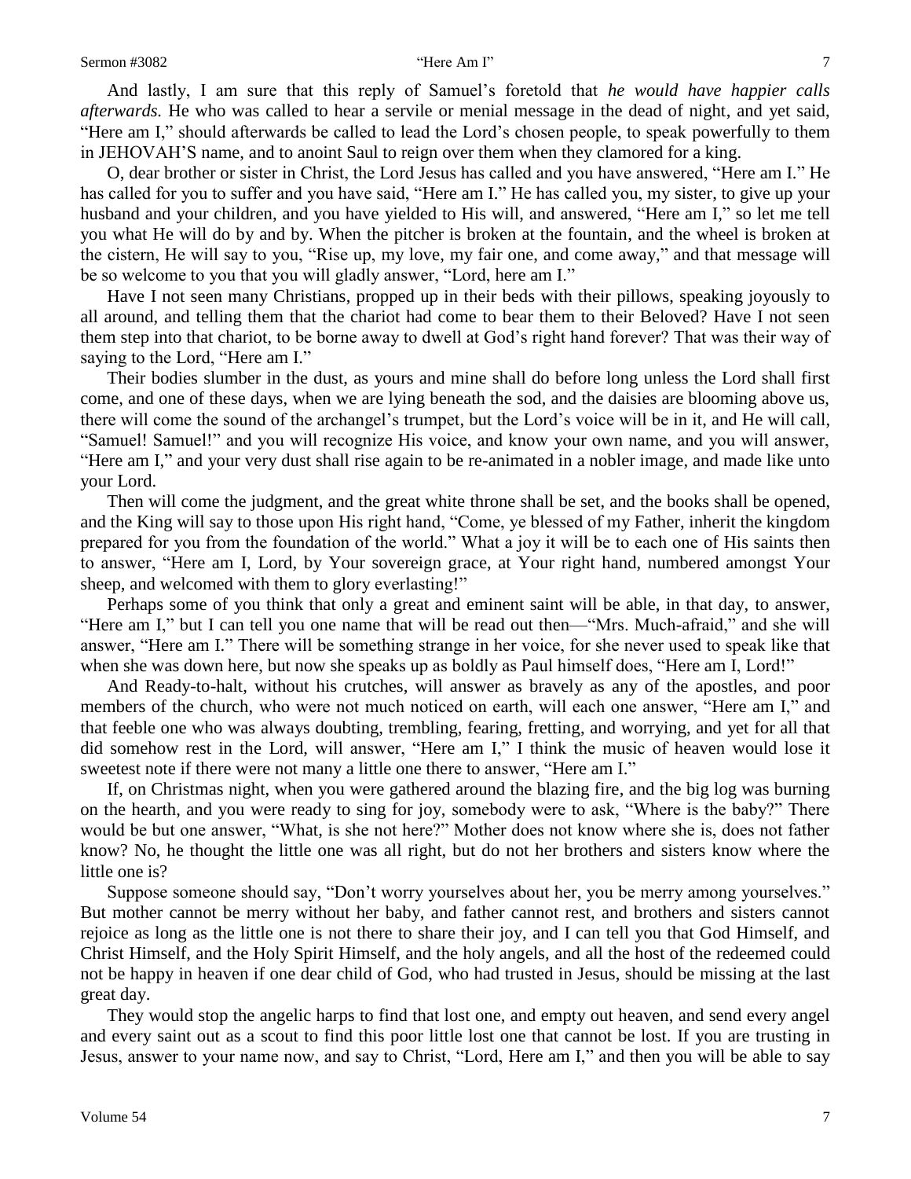And lastly, I am sure that this reply of Samuel's foretold that *he would have happier calls afterwards.* He who was called to hear a servile or menial message in the dead of night, and yet said, "Here am I," should afterwards be called to lead the Lord's chosen people, to speak powerfully to them in JEHOVAH'S name, and to anoint Saul to reign over them when they clamored for a king.

O, dear brother or sister in Christ, the Lord Jesus has called and you have answered, "Here am I." He has called for you to suffer and you have said, "Here am I." He has called you, my sister, to give up your husband and your children, and you have yielded to His will, and answered, "Here am I," so let me tell you what He will do by and by. When the pitcher is broken at the fountain, and the wheel is broken at the cistern, He will say to you, "Rise up, my love, my fair one, and come away," and that message will be so welcome to you that you will gladly answer, "Lord, here am I."

Have I not seen many Christians, propped up in their beds with their pillows, speaking joyously to all around, and telling them that the chariot had come to bear them to their Beloved? Have I not seen them step into that chariot, to be borne away to dwell at God's right hand forever? That was their way of saying to the Lord, "Here am I."

Their bodies slumber in the dust, as yours and mine shall do before long unless the Lord shall first come, and one of these days, when we are lying beneath the sod, and the daisies are blooming above us, there will come the sound of the archangel's trumpet, but the Lord's voice will be in it, and He will call, "Samuel! Samuel!" and you will recognize His voice, and know your own name, and you will answer, "Here am I," and your very dust shall rise again to be re-animated in a nobler image, and made like unto your Lord.

Then will come the judgment, and the great white throne shall be set, and the books shall be opened, and the King will say to those upon His right hand, "Come, ye blessed of my Father, inherit the kingdom prepared for you from the foundation of the world." What a joy it will be to each one of His saints then to answer, "Here am I, Lord, by Your sovereign grace, at Your right hand, numbered amongst Your sheep, and welcomed with them to glory everlasting!"

Perhaps some of you think that only a great and eminent saint will be able, in that day, to answer, "Here am I," but I can tell you one name that will be read out then—"Mrs. Much-afraid," and she will answer, "Here am I." There will be something strange in her voice, for she never used to speak like that when she was down here, but now she speaks up as boldly as Paul himself does, "Here am I, Lord!"

And Ready-to-halt, without his crutches, will answer as bravely as any of the apostles, and poor members of the church, who were not much noticed on earth, will each one answer, "Here am I," and that feeble one who was always doubting, trembling, fearing, fretting, and worrying, and yet for all that did somehow rest in the Lord, will answer, "Here am I," I think the music of heaven would lose it sweetest note if there were not many a little one there to answer, "Here am I."

If, on Christmas night, when you were gathered around the blazing fire, and the big log was burning on the hearth, and you were ready to sing for joy, somebody were to ask, "Where is the baby?" There would be but one answer, "What, is she not here?" Mother does not know where she is, does not father know? No, he thought the little one was all right, but do not her brothers and sisters know where the little one is?

Suppose someone should say, "Don't worry yourselves about her, you be merry among yourselves." But mother cannot be merry without her baby, and father cannot rest, and brothers and sisters cannot rejoice as long as the little one is not there to share their joy, and I can tell you that God Himself, and Christ Himself, and the Holy Spirit Himself, and the holy angels, and all the host of the redeemed could not be happy in heaven if one dear child of God, who had trusted in Jesus, should be missing at the last great day.

They would stop the angelic harps to find that lost one, and empty out heaven, and send every angel and every saint out as a scout to find this poor little lost one that cannot be lost. If you are trusting in Jesus, answer to your name now, and say to Christ, "Lord, Here am I," and then you will be able to say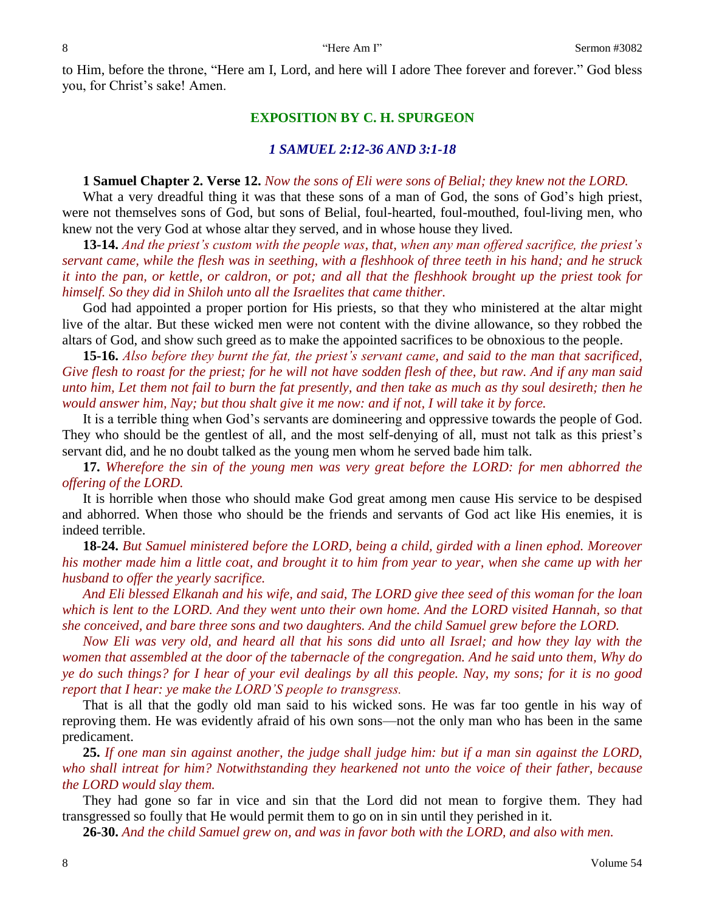to Him, before the throne, "Here am I, Lord, and here will I adore Thee forever and forever." God bless you, for Christ's sake! Amen.

## EXPOSITION BY C. H. SPURGEON

### *1 SAMUEL 2:12-36 AND 3:1-18*

**1 Samuel Chapter 2. Verse 12.** *Now the sons of Eli were sons of Belial; they knew not the LORD.*

What a very dreadful thing it was that these sons of a man of God, the sons of God's high priest, were not themselves sons of God, but sons of Belial, foul-hearted, foul-mouthed, foul-living men, who knew not the very God at whose altar they served, and in whose house they lived.

**13-14.** *And the priest's custom with the people was, that, when any man offered sacrifice, the priest's servant came, while the flesh was in seething, with a fleshhook of three teeth in his hand; and he struck it into the pan, or kettle, or caldron, or pot; and all that the fleshhook brought up the priest took for himself. So they did in Shiloh unto all the Israelites that came thither.*

God had appointed a proper portion for His priests, so that they who ministered at the altar might live of the altar. But these wicked men were not content with the divine allowance, so they robbed the altars of God, and show such greed as to make the appointed sacrifices to be obnoxious to the people.

**15-16.** *Also before they burnt the fat, the priest's servant came, and said to the man that sacrificed, Give flesh to roast for the priest; for he will not have sodden flesh of thee, but raw. And if any man said unto him, Let them not fail to burn the fat presently, and then take as much as thy soul desireth; then he would answer him, Nay; but thou shalt give it me now: and if not, I will take it by force.*

It is a terrible thing when God's servants are domineering and oppressive towards the people of God. They who should be the gentlest of all, and the most self-denying of all, must not talk as this priest's servant did, and he no doubt talked as the young men whom he served bade him talk.

**17.** *Wherefore the sin of the young men was very great before the LORD: for men abhorred the offering of the LORD.*

It is horrible when those who should make God great among men cause His service to be despised and abhorred. When those who should be the friends and servants of God act like His enemies, it is indeed terrible.

**18-24.** *But Samuel ministered before the LORD, being a child, girded with a linen ephod. Moreover his mother made him a little coat, and brought it to him from year to year, when she came up with her husband to offer the yearly sacrifice.*

*And Eli blessed Elkanah and his wife, and said, The LORD give thee seed of this woman for the loan which is lent to the LORD. And they went unto their own home. And the LORD visited Hannah, so that she conceived, and bare three sons and two daughters. And the child Samuel grew before the LORD.*

*Now Eli was very old, and heard all that his sons did unto all Israel; and how they lay with the women that assembled at the door of the tabernacle of the congregation. And he said unto them, Why do ye do such things? for I hear of your evil dealings by all this people. Nay, my sons; for it is no good report that I hear: ye make the LORD'S people to transgress.*

That is all that the godly old man said to his wicked sons. He was far too gentle in his way of reproving them. He was evidently afraid of his own sons—not the only man who has been in the same predicament.

**25.** *If one man sin against another, the judge shall judge him: but if a man sin against the LORD, who shall intreat for him? Notwithstanding they hearkened not unto the voice of their father, because the LORD would slay them.*

They had gone so far in vice and sin that the Lord did not mean to forgive them. They had transgressed so foully that He would permit them to go on in sin until they perished in it.

**26-30.** *And the child Samuel grew on, and was in favor both with the LORD, and also with men.*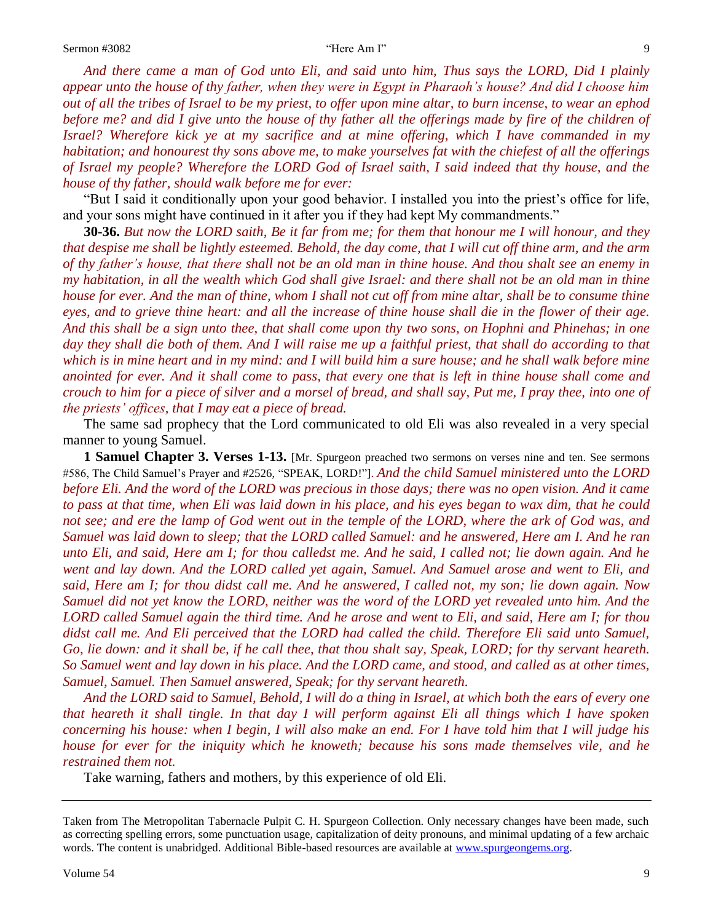*And there came a man of God unto Eli, and said unto him, Thus says the LORD, Did I plainly appear unto the house of thy father, when they were in Egypt in Pharaoh's house? And did I choose him out of all the tribes of Israel to be my priest, to offer upon mine altar, to burn incense, to wear an ephod before me? and did I give unto the house of thy father all the offerings made by fire of the children of Israel? Wherefore kick ye at my sacrifice and at mine offering, which I have commanded in my habitation; and honourest thy sons above me, to make yourselves fat with the chiefest of all the offerings of Israel my people? Wherefore the LORD God of Israel saith, I said indeed that thy house, and the house of thy father, should walk before me for ever:*

"But I said it conditionally upon your good behavior. I installed you into the priest's office for life, and your sons might have continued in it after you if they had kept My commandments."

**30-36.** *But now the LORD saith, Be it far from me; for them that honour me I will honour, and they that despise me shall be lightly esteemed. Behold, the day come, that I will cut off thine arm, and the arm of thy father's house, that there shall not be an old man in thine house. And thou shalt see an enemy in my habitation, in all the wealth which God shall give Israel: and there shall not be an old man in thine house for ever. And the man of thine, whom I shall not cut off from mine altar, shall be to consume thine eyes, and to grieve thine heart: and all the increase of thine house shall die in the flower of their age. And this shall be a sign unto thee, that shall come upon thy two sons, on Hophni and Phinehas; in one day they shall die both of them. And I will raise me up a faithful priest, that shall do according to that which is in mine heart and in my mind: and I will build him a sure house; and he shall walk before mine anointed for ever. And it shall come to pass, that every one that is left in thine house shall come and crouch to him for a piece of silver and a morsel of bread, and shall say, Put me, I pray thee, into one of the priests' offices, that I may eat a piece of bread.*

The same sad prophecy that the Lord communicated to old Eli was also revealed in a very special manner to young Samuel.

**1 Samuel Chapter 3. Verses 1-13.** [Mr. Spurgeon preached two sermons on verses nine and ten. See sermons #586, The Child Samuel's Prayer and #2526, "SPEAK, LORD!"]. *And the child Samuel ministered unto the LORD before Eli. And the word of the LORD was precious in those days; there was no open vision. And it came to pass at that time, when Eli was laid down in his place, and his eyes began to wax dim, that he could not see; and ere the lamp of God went out in the temple of the LORD, where the ark of God was, and Samuel was laid down to sleep; that the LORD called Samuel: and he answered, Here am I. And he ran unto Eli, and said, Here am I; for thou calledst me. And he said, I called not; lie down again. And he went and lay down. And the LORD called yet again, Samuel. And Samuel arose and went to Eli, and said, Here am I; for thou didst call me. And he answered, I called not, my son; lie down again. Now Samuel did not yet know the LORD, neither was the word of the LORD yet revealed unto him. And the LORD called Samuel again the third time. And he arose and went to Eli, and said, Here am I; for thou didst call me. And Eli perceived that the LORD had called the child. Therefore Eli said unto Samuel, Go, lie down: and it shall be, if he call thee, that thou shalt say, Speak, LORD; for thy servant heareth. So Samuel went and lay down in his place. And the LORD came, and stood, and called as at other times, Samuel, Samuel. Then Samuel answered, Speak; for thy servant heareth.*

*And the LORD said to Samuel, Behold, I will do a thing in Israel, at which both the ears of every one that heareth it shall tingle. In that day I will perform against Eli all things which I have spoken concerning his house: when I begin, I will also make an end. For I have told him that I will judge his house for ever for the iniquity which he knoweth; because his sons made themselves vile, and he restrained them not.*

Take warning, fathers and mothers, by this experience of old Eli.

---

Taken from The Metropolitan Tabernacle Pulpit C. H. Spurgeon Collection. Only necessary changes have been made, such as correcting spelling errors, some punctuation usage, capitalization of deity pronouns, and minimal updating of a few archaic words. The content is unabridged. Additional Bible-based resources are available at www.spurgeongems.org.